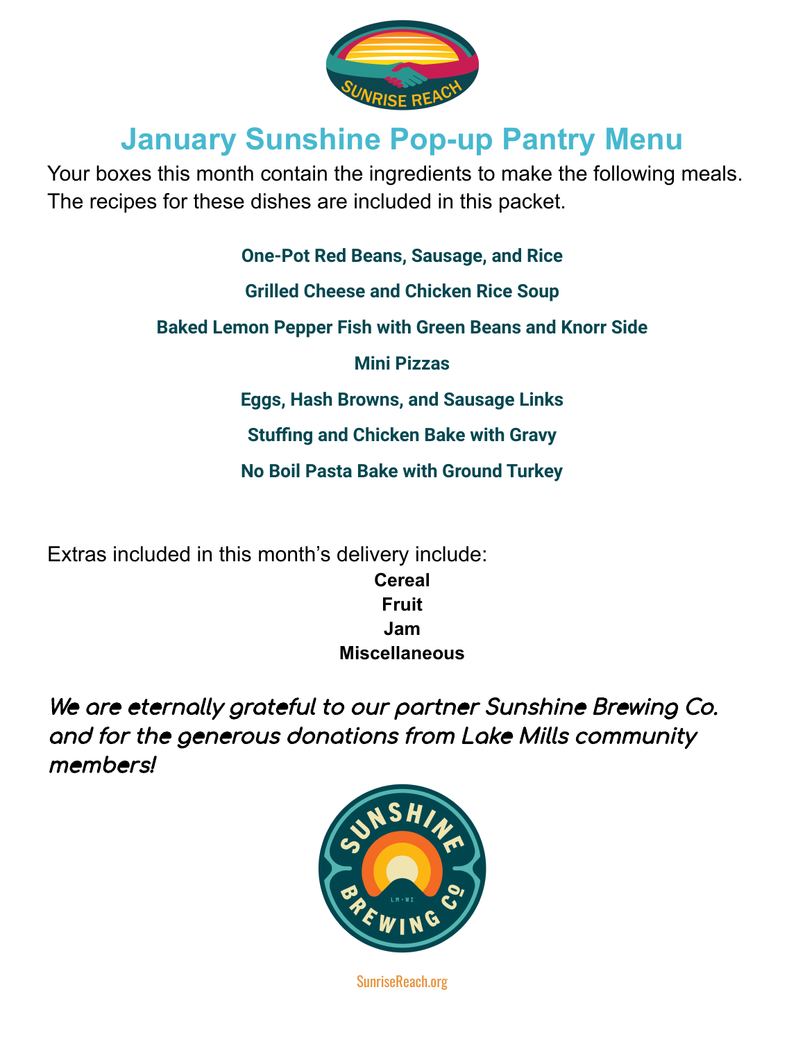# January Sunshine Pop-up Pantry Menu

Your boxes this month contain the ingredients to make the following meals. The recipes for these dishes are included in this packet.

**One-Pot Red Beans, Sausage, and Rice**

**Grilled Cheese and Chicken Rice Soup**

**Baked Lemon Pepper Fish with Green Beans and Knorr Side**

**Mini Pizzas**

**Eggs, Hash Browns, and Sausage Links**

**Stuffing and Chicken Bake with Gravy**

**No Boil Pasta Bake with Ground Turkey**

Extras included in this month's delivery include:

**Cereal**
**Fruit**
**Jam**
**Miscellaneous**

***We are eternally grateful to our partner Sunshine Brewing Co. and for the generous donations from Lake Mills community members!***

SunriseReach.org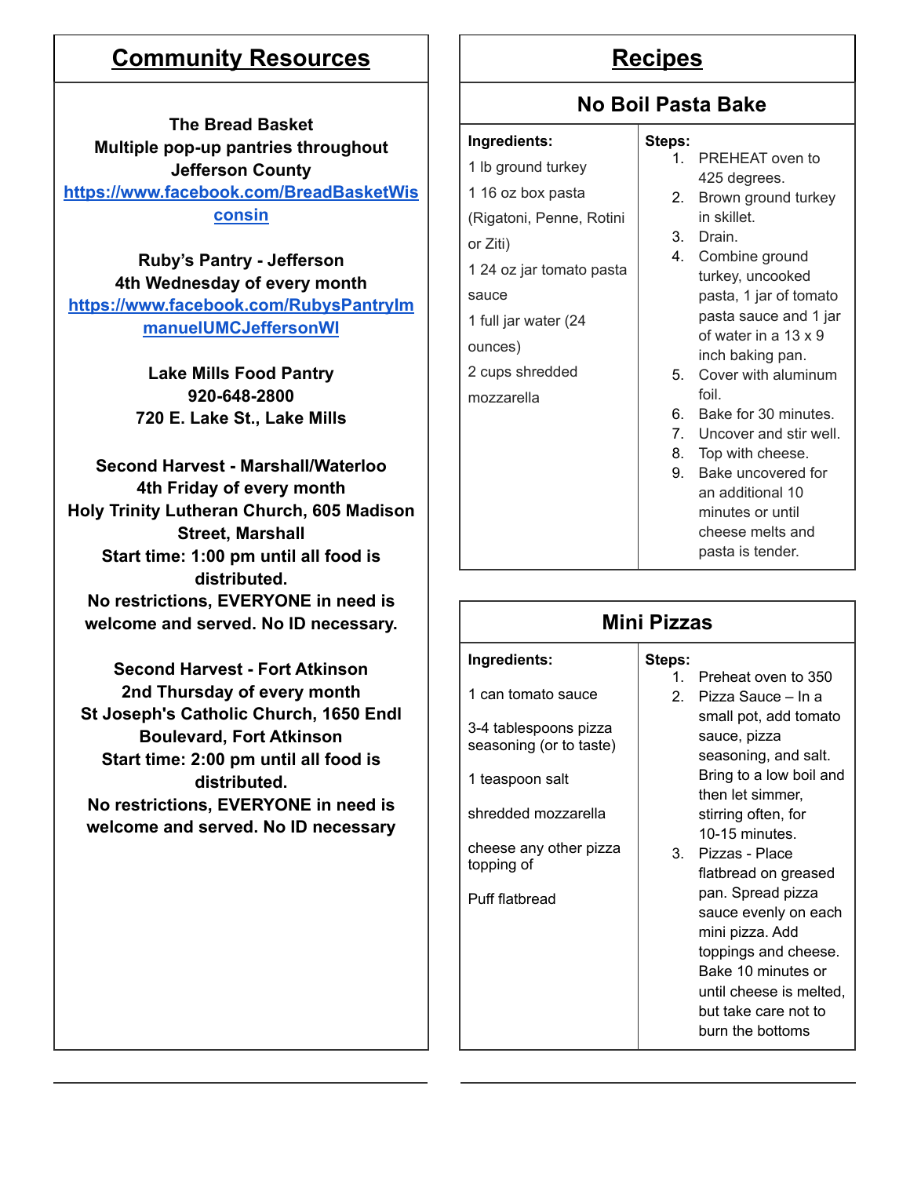## Community Resources

**The Bread Basket**
**Multiple pop-up pantries throughout Jefferson County**
**[https://www.facebook.com/BreadBasketWisconsin](https://www.facebook.com/BreadBasketWisconsin)**

**Ruby's Pantry - Jefferson**
**4th Wednesday of every month**
**[https://www.facebook.com/RubysPantryImmanuelUMCJeffersonWI](https://www.facebook.com/RubysPantryImmanuelUMCJeffersonWI)**

**Lake Mills Food Pantry**
**920-648-2800**
**720 E. Lake St., Lake Mills**

**Second Harvest - Marshall/Waterloo**
**4th Friday of every month**
**Holy Trinity Lutheran Church, 605 Madison Street, Marshall**
**Start time: 1:00 pm until all food is distributed.**
**No restrictions, EVERYONE in need is welcome and served. No ID necessary.**

**Second Harvest - Fort Atkinson**
**2nd Thursday of every month**
**St Joseph's Catholic Church, 1650 Endl Boulevard, Fort Atkinson**
**Start time: 2:00 pm until all food is distributed.**
**No restrictions, EVERYONE in need is welcome and served. No ID necessary**

## Recipes

### No Boil Pasta Bake

**Ingredients:**

1 lb ground turkey

1 16 oz box pasta (Rigatoni, Penne, Rotini or Ziti)

1 24 oz jar tomato pasta sauce

1 full jar water (24 ounces)

2 cups shredded mozzarella

**Steps:**

1. PREHEAT oven to 425 degrees.
2. Brown ground turkey in skillet.
3. Drain.
4. Combine ground turkey, uncooked pasta, 1 jar of tomato pasta sauce and 1 jar of water in a 13 x 9 inch baking pan.
5. Cover with aluminum foil.
6. Bake for 30 minutes.
7. Uncover and stir well.
8. Top with cheese.
9. Bake uncovered for an additional 10 minutes or until cheese melts and pasta is tender.

### Mini Pizzas

**Ingredients:**

1 can tomato sauce

3-4 tablespoons pizza seasoning (or to taste)

1 teaspoon salt

shredded mozzarella

cheese any other pizza topping of

Puff flatbread

**Steps:**

1. Preheat oven to 350
2. Pizza Sauce – In a small pot, add tomato sauce, pizza seasoning, and salt. Bring to a low boil and then let simmer, stirring often, for 10-15 minutes.
3. Pizzas - Place flatbread on greased pan. Spread pizza sauce evenly on each mini pizza. Add toppings and cheese. Bake 10 minutes or until cheese is melted, but take care not to burn the bottoms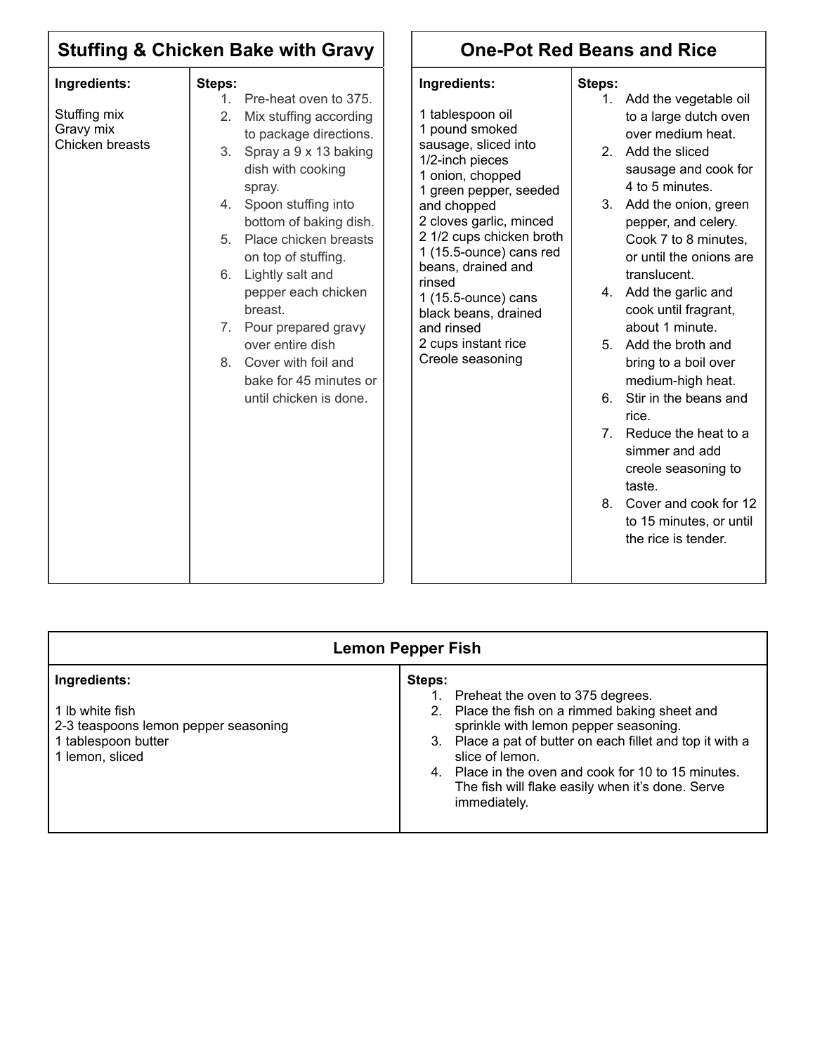## Stuffing & Chicken Bake with Gravy

**Ingredients:**

Stuffing mix
Gravy mix
Chicken breasts

**Steps:**

1. Pre-heat oven to 375.
2. Mix stuffing according to package directions.
3. Spray a 9 x 13 baking dish with cooking spray.
4. Spoon stuffing into bottom of baking dish.
5. Place chicken breasts on top of stuffing.
6. Lightly salt and pepper each chicken breast.
7. Pour prepared gravy over entire dish
8. Cover with foil and bake for 45 minutes or until chicken is done.

## One-Pot Red Beans and Rice

**Ingredients:**

1 tablespoon oil
1 pound smoked sausage, sliced into 1/2-inch pieces
1 onion, chopped
1 green pepper, seeded and chopped
2 cloves garlic, minced
2 1/2 cups chicken broth
1 (15.5-ounce) cans red beans, drained and rinsed
1 (15.5-ounce) cans black beans, drained and rinsed
2 cups instant rice
Creole seasoning

**Steps:**

1. Add the vegetable oil to a large dutch oven over medium heat.
2. Add the sliced sausage and cook for 4 to 5 minutes.
3. Add the onion, green pepper, and celery. Cook 7 to 8 minutes, or until the onions are translucent.
4. Add the garlic and cook until fragrant, about 1 minute.
5. Add the broth and bring to a boil over medium-high heat.
6. Stir in the beans and rice.
7. Reduce the heat to a simmer and add creole seasoning to taste.
8. Cover and cook for 12 to 15 minutes, or until the rice is tender.

## Lemon Pepper Fish

**Ingredients:**

1 lb white fish
2-3 teaspoons lemon pepper seasoning
1 tablespoon butter
1 lemon, sliced

**Steps:**

1. Preheat the oven to 375 degrees.
2. Place the fish on a rimmed baking sheet and sprinkle with lemon pepper seasoning.
3. Place a pat of butter on each fillet and top it with a slice of lemon.
4. Place in the oven and cook for 10 to 15 minutes. The fish will flake easily when it's done. Serve immediately.